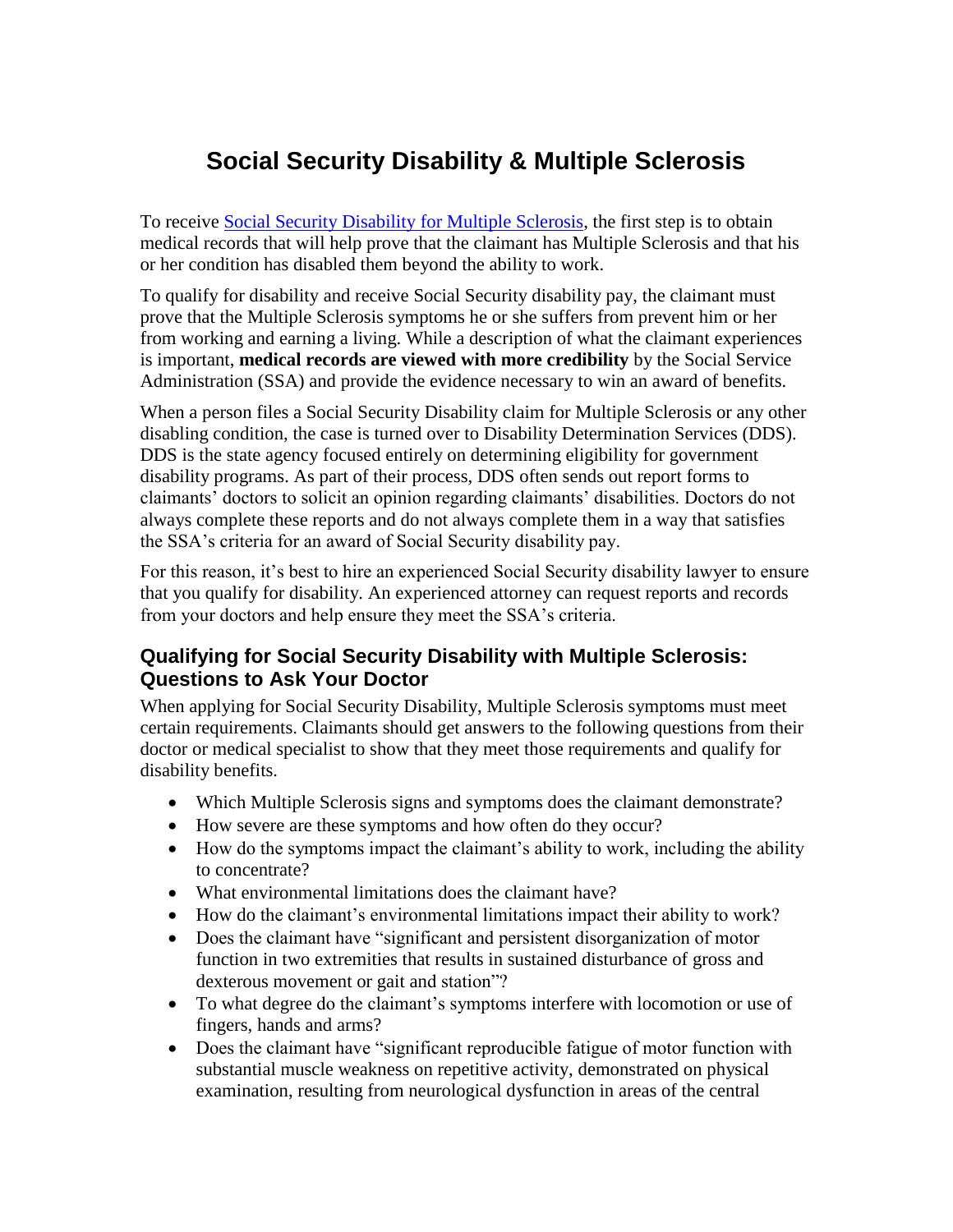# Social Security Disability & Multiple Sclerosis

To receive [Social Security Disability for Multiple Sclerosis](), the first step is to obtain medical records that will help prove that the claimant has Multiple Sclerosis and that his or her condition has disabled them beyond the ability to work.

To qualify for disability and receive Social Security disability pay, the claimant must prove that the Multiple Sclerosis symptoms he or she suffers from prevent him or her from working and earning a living. While a description of what the claimant experiences is important, **medical records are viewed with more credibility** by the Social Service Administration (SSA) and provide the evidence necessary to win an award of benefits.

When a person files a Social Security Disability claim for Multiple Sclerosis or any other disabling condition, the case is turned over to Disability Determination Services (DDS). DDS is the state agency focused entirely on determining eligibility for government disability programs. As part of their process, DDS often sends out report forms to claimants' doctors to solicit an opinion regarding claimants' disabilities. Doctors do not always complete these reports and do not always complete them in a way that satisfies the SSA's criteria for an award of Social Security disability pay.

For this reason, it's best to hire an experienced Social Security disability lawyer to ensure that you qualify for disability. An experienced attorney can request reports and records from your doctors and help ensure they meet the SSA's criteria.

## Qualifying for Social Security Disability with Multiple Sclerosis: Questions to Ask Your Doctor

When applying for Social Security Disability, Multiple Sclerosis symptoms must meet certain requirements. Claimants should get answers to the following questions from their doctor or medical specialist to show that they meet those requirements and qualify for disability benefits.

- Which Multiple Sclerosis signs and symptoms does the claimant demonstrate?
- How severe are these symptoms and how often do they occur?
- How do the symptoms impact the claimant's ability to work, including the ability to concentrate?
- What environmental limitations does the claimant have?
- How do the claimant's environmental limitations impact their ability to work?
- Does the claimant have "significant and persistent disorganization of motor function in two extremities that results in sustained disturbance of gross and dexterous movement or gait and station"?
- To what degree do the claimant's symptoms interfere with locomotion or use of fingers, hands and arms?
- Does the claimant have "significant reproducible fatigue of motor function with substantial muscle weakness on repetitive activity, demonstrated on physical examination, resulting from neurological dysfunction in areas of the central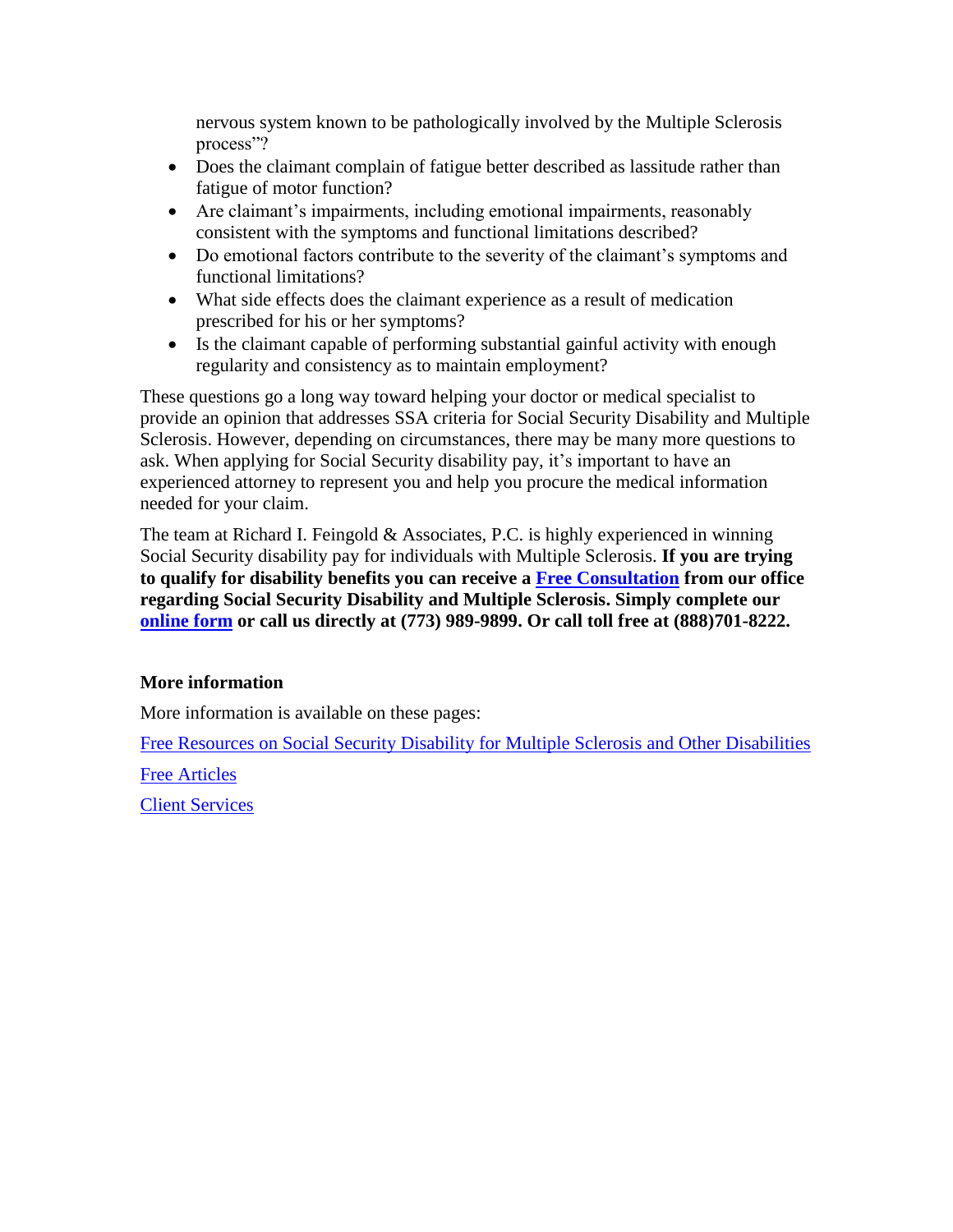nervous system known to be pathologically involved by the Multiple Sclerosis process"?

- Does the claimant complain of fatigue better described as lassitude rather than fatigue of motor function?
- Are claimant's impairments, including emotional impairments, reasonably consistent with the symptoms and functional limitations described?
- Do emotional factors contribute to the severity of the claimant's symptoms and functional limitations?
- What side effects does the claimant experience as a result of medication prescribed for his or her symptoms?
- Is the claimant capable of performing substantial gainful activity with enough regularity and consistency as to maintain employment?

These questions go a long way toward helping your doctor or medical specialist to provide an opinion that addresses SSA criteria for Social Security Disability and Multiple Sclerosis. However, depending on circumstances, there may be many more questions to ask. When applying for Social Security disability pay, it's important to have an experienced attorney to represent you and help you procure the medical information needed for your claim.

The team at Richard I. Feingold & Associates, P.C. is highly experienced in winning Social Security disability pay for individuals with Multiple Sclerosis. **If you are trying to qualify for disability benefits you can receive a Free Consultation from our office regarding Social Security Disability and Multiple Sclerosis. Simply complete our online form or call us directly at (773) 989-9899. Or call toll free at (888)701-8222.**

**More information**

More information is available on these pages:

Free Resources on Social Security Disability for Multiple Sclerosis and Other Disabilities

Free Articles

Client Services